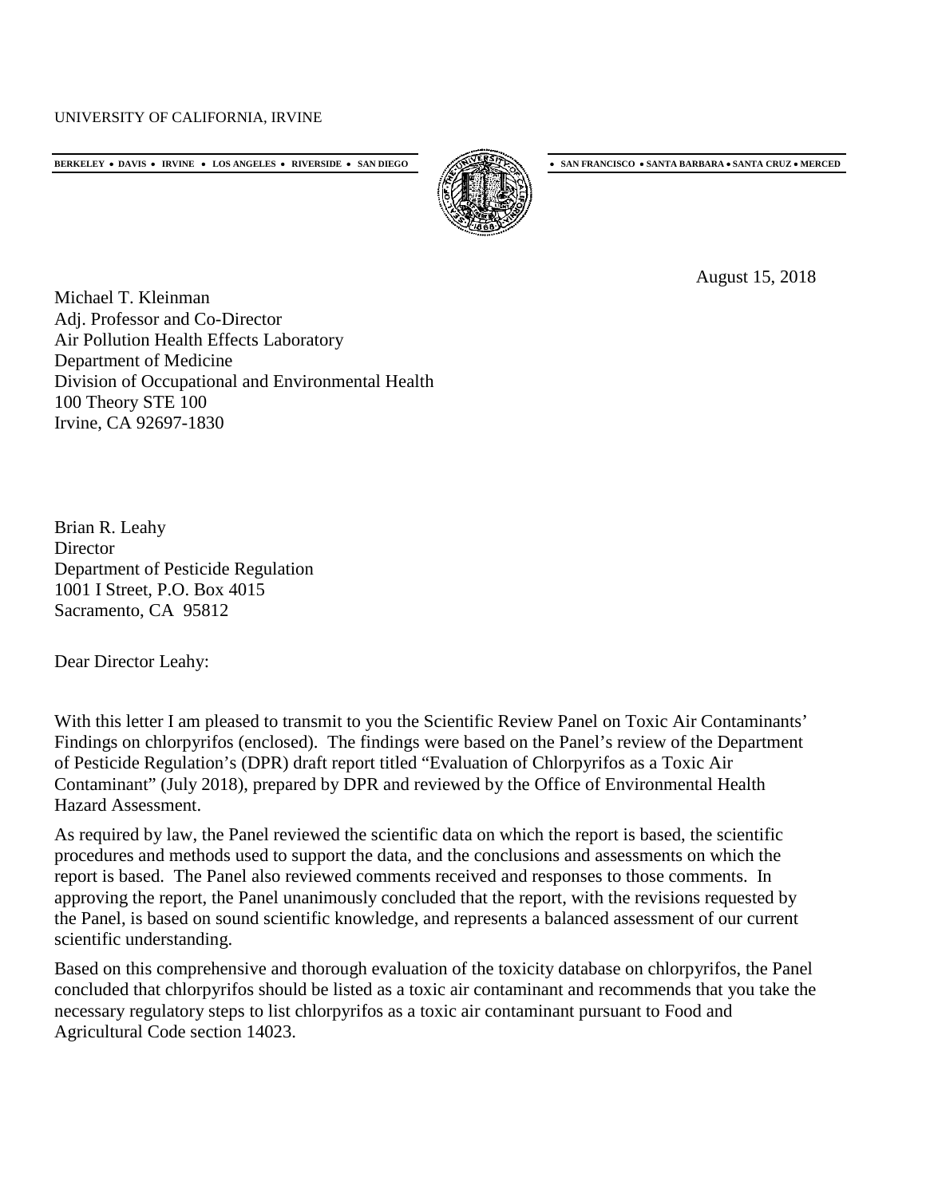UNIVERSITY OF CALIFORNIA, IRVINE

BERKELEY • DAVIS • IRVINE • LOS ANGELES • RIVERSIDE • SAN DIEGO • SAN FRANCISCO • SANTA BARBARA • SANTA CRUZ • MERCED

August 15, 2018

Michael T. Kleinman
Adj. Professor and Co-Director
Air Pollution Health Effects Laboratory
Department of Medicine
Division of Occupational and Environmental Health
100 Theory STE 100
Irvine, CA 92697-1830

Brian R. Leahy
Director
Department of Pesticide Regulation
1001 I Street, P.O. Box 4015
Sacramento, CA 95812

Dear Director Leahy:

With this letter I am pleased to transmit to you the Scientific Review Panel on Toxic Air Contaminants' Findings on chlorpyrifos (enclosed). The findings were based on the Panel's review of the Department of Pesticide Regulation's (DPR) draft report titled "Evaluation of Chlorpyrifos as a Toxic Air Contaminant" (July 2018), prepared by DPR and reviewed by the Office of Environmental Health Hazard Assessment.

As required by law, the Panel reviewed the scientific data on which the report is based, the scientific procedures and methods used to support the data, and the conclusions and assessments on which the report is based. The Panel also reviewed comments received and responses to those comments. In approving the report, the Panel unanimously concluded that the report, with the revisions requested by the Panel, is based on sound scientific knowledge, and represents a balanced assessment of our current scientific understanding.

Based on this comprehensive and thorough evaluation of the toxicity database on chlorpyrifos, the Panel concluded that chlorpyrifos should be listed as a toxic air contaminant and recommends that you take the necessary regulatory steps to list chlorpyrifos as a toxic air contaminant pursuant to Food and Agricultural Code section 14023.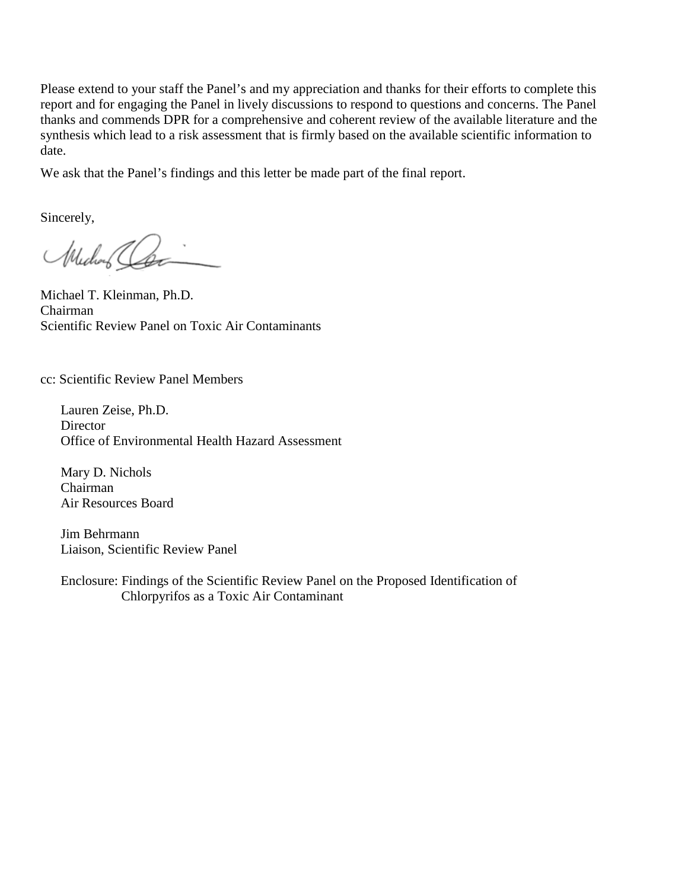Please extend to your staff the Panel's and my appreciation and thanks for their efforts to complete this report and for engaging the Panel in lively discussions to respond to questions and concerns. The Panel thanks and commends DPR for a comprehensive and coherent review of the available literature and the synthesis which lead to a risk assessment that is firmly based on the available scientific information to date.

We ask that the Panel's findings and this letter be made part of the final report.

Sincerely,

Michael T. Kleinman, Ph.D.
Chairman
Scientific Review Panel on Toxic Air Contaminants

cc: Scientific Review Panel Members

Lauren Zeise, Ph.D.
Director
Office of Environmental Health Hazard Assessment

Mary D. Nichols
Chairman
Air Resources Board

Jim Behrmann
Liaison, Scientific Review Panel

Enclosure: Findings of the Scientific Review Panel on the Proposed Identification of Chlorpyrifos as a Toxic Air Contaminant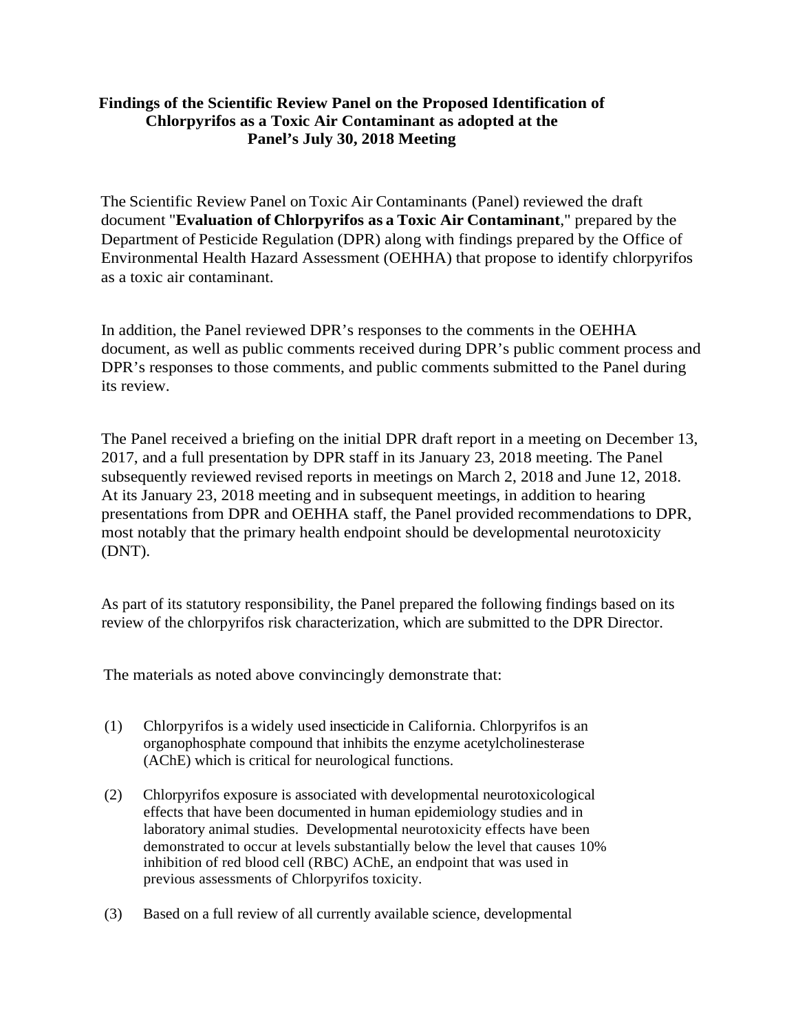**Findings of the Scientific Review Panel on the Proposed Identification of Chlorpyrifos as a Toxic Air Contaminant as adopted at the Panel's July 30, 2018 Meeting**

The Scientific Review Panel on Toxic Air Contaminants (Panel) reviewed the draft document "**Evaluation of Chlorpyrifos as a Toxic Air Contaminant**," prepared by the Department of Pesticide Regulation (DPR) along with findings prepared by the Office of Environmental Health Hazard Assessment (OEHHA) that propose to identify chlorpyrifos as a toxic air contaminant.

In addition, the Panel reviewed DPR's responses to the comments in the OEHHA document, as well as public comments received during DPR's public comment process and DPR's responses to those comments, and public comments submitted to the Panel during its review.

The Panel received a briefing on the initial DPR draft report in a meeting on December 13, 2017, and a full presentation by DPR staff in its January 23, 2018 meeting. The Panel subsequently reviewed revised reports in meetings on March 2, 2018 and June 12, 2018. At its January 23, 2018 meeting and in subsequent meetings, in addition to hearing presentations from DPR and OEHHA staff, the Panel provided recommendations to DPR, most notably that the primary health endpoint should be developmental neurotoxicity (DNT).

As part of its statutory responsibility, the Panel prepared the following findings based on its review of the chlorpyrifos risk characterization, which are submitted to the DPR Director.

The materials as noted above convincingly demonstrate that:

(1) Chlorpyrifos is a widely used insecticide in California. Chlorpyrifos is an organophosphate compound that inhibits the enzyme acetylcholinesterase (AChE) which is critical for neurological functions.

(2) Chlorpyrifos exposure is associated with developmental neurotoxicological effects that have been documented in human epidemiology studies and in laboratory animal studies. Developmental neurotoxicity effects have been demonstrated to occur at levels substantially below the level that causes 10% inhibition of red blood cell (RBC) AChE, an endpoint that was used in previous assessments of Chlorpyrifos toxicity.

(3) Based on a full review of all currently available science, developmental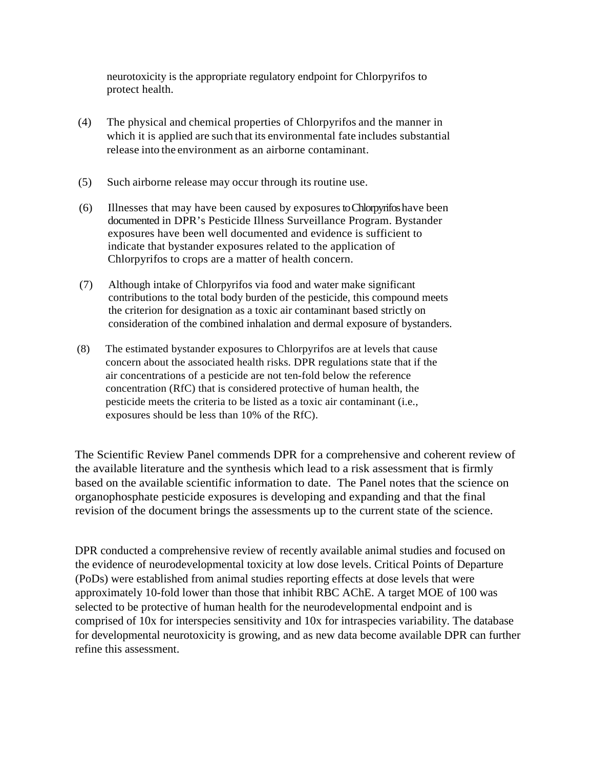neurotoxicity is the appropriate regulatory endpoint for Chlorpyrifos to protect health.

(4) The physical and chemical properties of Chlorpyrifos and the manner in which it is applied are such that its environmental fate includes substantial release into the environment as an airborne contaminant.

(5) Such airborne release may occur through its routine use.

(6) Illnesses that may have been caused by exposures to Chlorpyrifos have been documented in DPR's Pesticide Illness Surveillance Program. Bystander exposures have been well documented and evidence is sufficient to indicate that bystander exposures related to the application of Chlorpyrifos to crops are a matter of health concern.

(7) Although intake of Chlorpyrifos via food and water make significant contributions to the total body burden of the pesticide, this compound meets the criterion for designation as a toxic air contaminant based strictly on consideration of the combined inhalation and dermal exposure of bystanders.

(8) The estimated bystander exposures to Chlorpyrifos are at levels that cause concern about the associated health risks. DPR regulations state that if the air concentrations of a pesticide are not ten-fold below the reference concentration (RfC) that is considered protective of human health, the pesticide meets the criteria to be listed as a toxic air contaminant (i.e., exposures should be less than 10% of the RfC).

The Scientific Review Panel commends DPR for a comprehensive and coherent review of the available literature and the synthesis which lead to a risk assessment that is firmly based on the available scientific information to date. The Panel notes that the science on organophosphate pesticide exposures is developing and expanding and that the final revision of the document brings the assessments up to the current state of the science.

DPR conducted a comprehensive review of recently available animal studies and focused on the evidence of neurodevelopmental toxicity at low dose levels. Critical Points of Departure (PoDs) were established from animal studies reporting effects at dose levels that were approximately 10-fold lower than those that inhibit RBC AChE. A target MOE of 100 was selected to be protective of human health for the neurodevelopmental endpoint and is comprised of 10x for interspecies sensitivity and 10x for intraspecies variability. The database for developmental neurotoxicity is growing, and as new data become available DPR can further refine this assessment.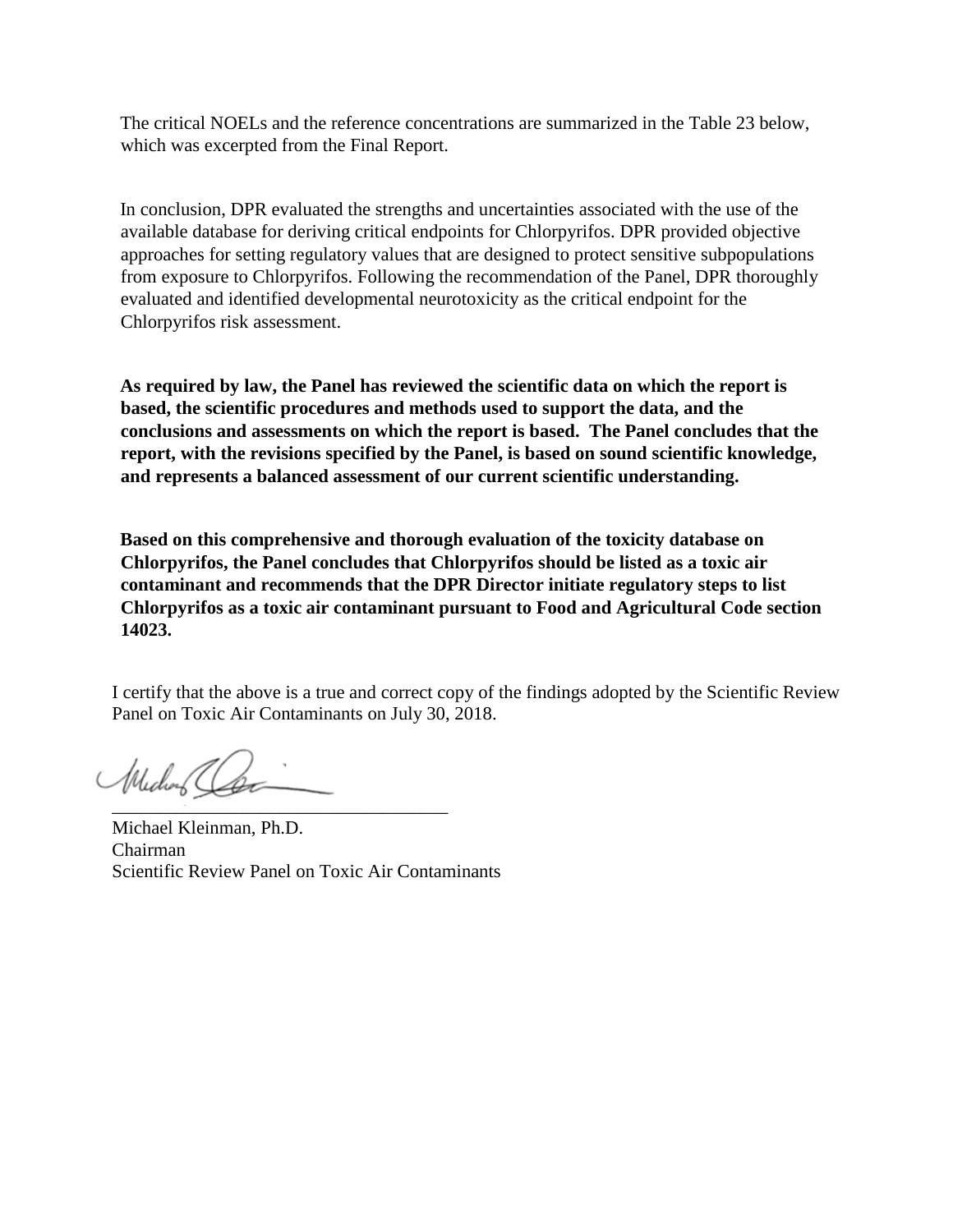The critical NOELs and the reference concentrations are summarized in the Table 23 below, which was excerpted from the Final Report.

In conclusion, DPR evaluated the strengths and uncertainties associated with the use of the available database for deriving critical endpoints for Chlorpyrifos. DPR provided objective approaches for setting regulatory values that are designed to protect sensitive subpopulations from exposure to Chlorpyrifos. Following the recommendation of the Panel, DPR thoroughly evaluated and identified developmental neurotoxicity as the critical endpoint for the Chlorpyrifos risk assessment.

**As required by law, the Panel has reviewed the scientific data on which the report is based, the scientific procedures and methods used to support the data, and the conclusions and assessments on which the report is based. The Panel concludes that the report, with the revisions specified by the Panel, is based on sound scientific knowledge, and represents a balanced assessment of our current scientific understanding.**

**Based on this comprehensive and thorough evaluation of the toxicity database on Chlorpyrifos, the Panel concludes that Chlorpyrifos should be listed as a toxic air contaminant and recommends that the DPR Director initiate regulatory steps to list Chlorpyrifos as a toxic air contaminant pursuant to Food and Agricultural Code section 14023.**

I certify that the above is a true and correct copy of the findings adopted by the Scientific Review Panel on Toxic Air Contaminants on July 30, 2018.

_____________________________________

Michael Kleinman, Ph.D.
Chairman
Scientific Review Panel on Toxic Air Contaminants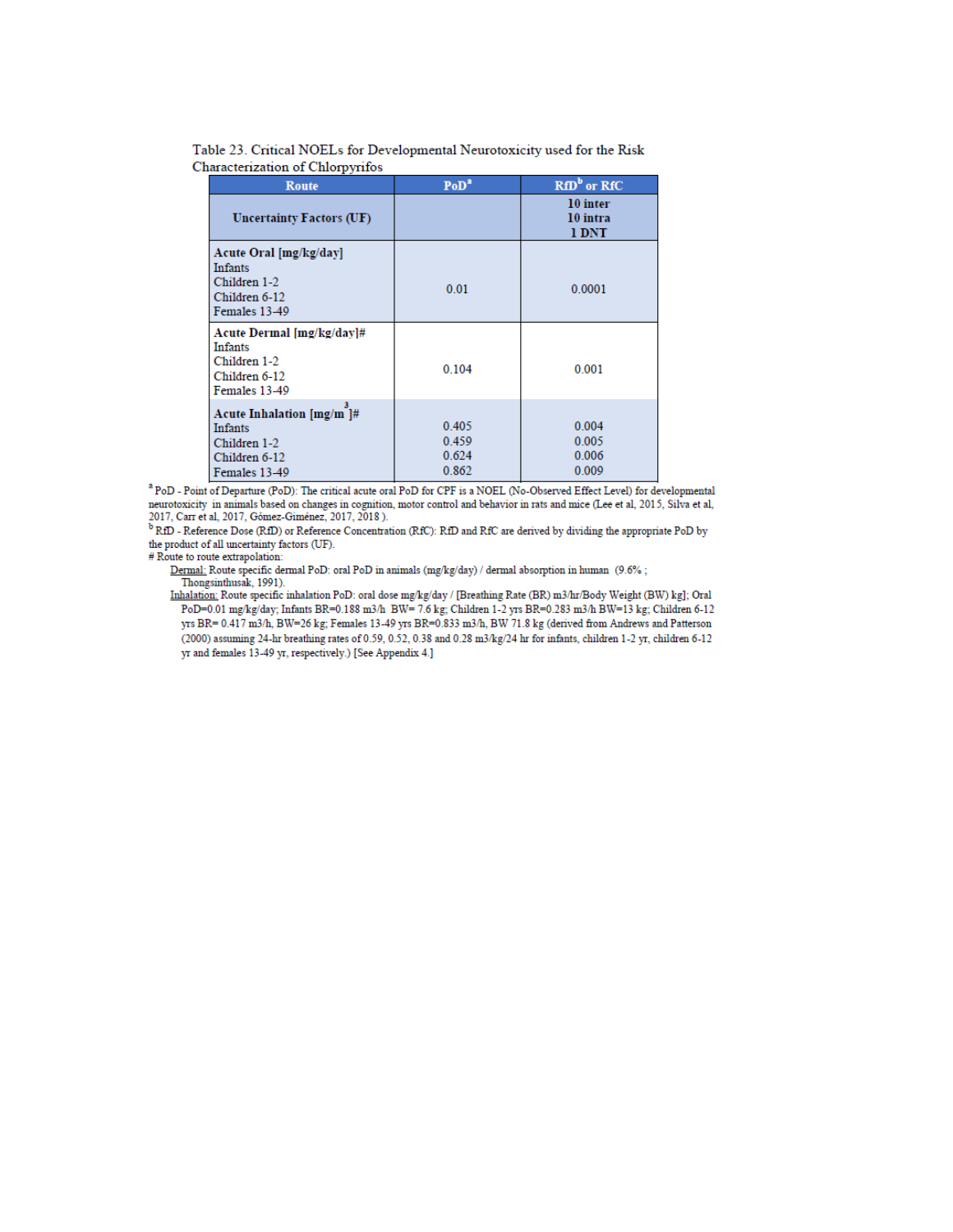Table 23. Critical NOELs for Developmental Neurotoxicity used for the Risk Characterization of Chlorpyrifos

| Route | PoD[a] | RfD[b] or RfC |
|---|---|---|
| **Uncertainty Factors (UF)** | | **10 inter**<br>**10 intra**<br>**1 DNT** |
| **Acute Oral [mg/kg/day]**<br>Infants<br>Children 1-2<br>Children 6-12<br>Females 13-49 | 0.01 | 0.0001 |
| **Acute Dermal [mg/kg/day]#**<br>Infants<br>Children 1-2<br>Children 6-12<br>Females 13-49 | 0.104 | 0.001 |
| **Acute Inhalation [mg/m$^3$]#**<br>Infants<br>Children 1-2<br>Children 6-12<br>Females 13-49 | <br>0.405<br>0.459<br>0.624<br>0.862 | <br>0.004<br>0.005<br>0.006<br>0.009 |

[a] PoD - Point of Departure (PoD): The critical acute oral PoD for CPF is a NOEL (No-Observed Effect Level) for developmental neurotoxicity in animals based on changes in cognition, motor control and behavior in rats and mice (Lee et al, 2015, Silva et al, 2017, Carr et al, 2017, Gómez-Giménez, 2017, 2018 ).

[b] RfD - Reference Dose (RfD) or Reference Concentration (RfC): RfD and RfC are derived by dividing the appropriate PoD by the product of all uncertainty factors (UF).

# Route to route extrapolation:

<u>Dermal:</u> Route specific dermal PoD: oral PoD in animals (mg/kg/day) / dermal absorption in human (9.6% ; Thongsinthusak, 1991).

<u>Inhalation:</u> Route specific inhalation PoD: oral dose mg/kg/day / [Breathing Rate (BR) m3/hr/Body Weight (BW) kg]; Oral PoD=0.01 mg/kg/day; Infants BR=0.188 m3/h BW= 7.6 kg; Children 1-2 yrs BR=0.283 m3/h BW=13 kg; Children 6-12 yrs BR= 0.417 m3/h, BW=26 kg; Females 13-49 yrs BR=0.833 m3/h, BW 71.8 kg (derived from Andrews and Patterson (2000) assuming 24-hr breathing rates of 0.59, 0.52, 0.38 and 0.28 m3/kg/24 hr for infants, children 1-2 yr, children 6-12 yr and females 13-49 yr, respectively.) [See Appendix 4.]